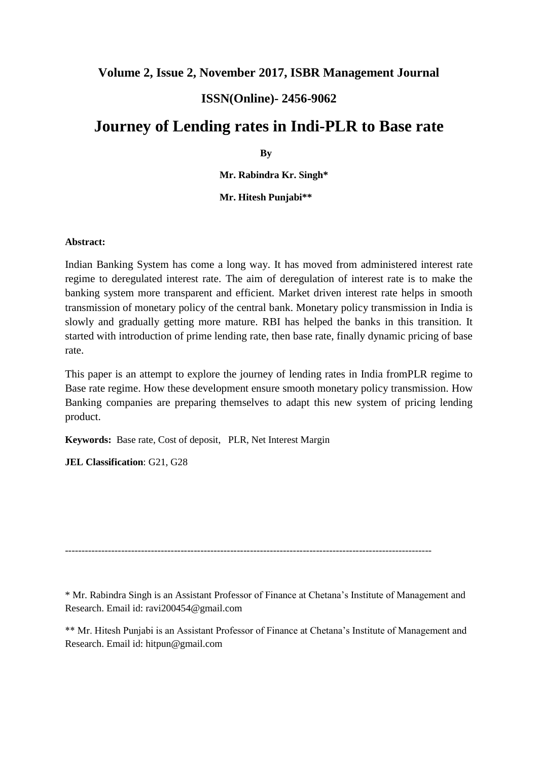**Volume 2, Issue 2, November 2017, ISBR Management Journal**

**ISSN(Online)- 2456-9062**

# Journey of Lending rates in Indi-PLR to Base rate

**By**

**Mr. Rabindra Kr. Singh***

**Mr. Hitesh Punjabi****

**Abstract:**

Indian Banking System has come a long way. It has moved from administered interest rate regime to deregulated interest rate. The aim of deregulation of interest rate is to make the banking system more transparent and efficient. Market driven interest rate helps in smooth transmission of monetary policy of the central bank. Monetary policy transmission in India is slowly and gradually getting more mature. RBI has helped the banks in this transition. It started with introduction of prime lending rate, then base rate, finally dynamic pricing of base rate.

This paper is an attempt to explore the journey of lending rates in India fromPLR regime to Base rate regime. How these development ensure smooth monetary policy transmission. How Banking companies are preparing themselves to adapt this new system of pricing lending product.

**Keywords:** Base rate, Cost of deposit, PLR, Net Interest Margin

**JEL Classification**: G21, G28

---

* Mr. Rabindra Singh is an Assistant Professor of Finance at Chetana's Institute of Management and Research. Email id: ravi200454@gmail.com

** Mr. Hitesh Punjabi is an Assistant Professor of Finance at Chetana's Institute of Management and Research. Email id: hitpun@gmail.com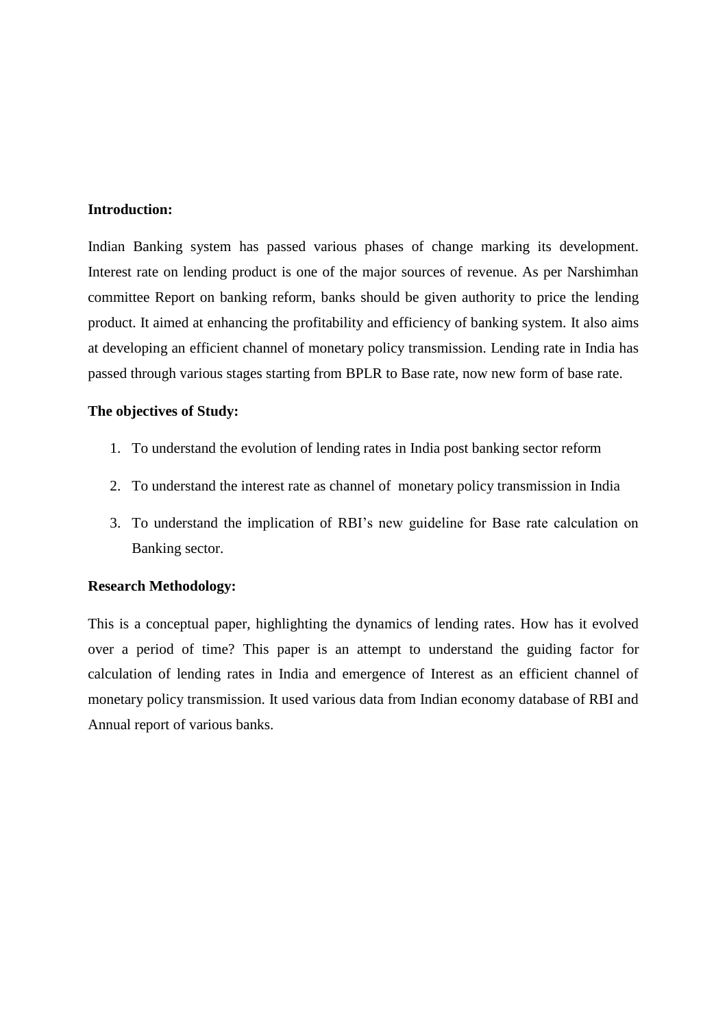**Introduction:**

Indian Banking system has passed various phases of change marking its development. Interest rate on lending product is one of the major sources of revenue. As per Narshimhan committee Report on banking reform, banks should be given authority to price the lending product. It aimed at enhancing the profitability and efficiency of banking system. It also aims at developing an efficient channel of monetary policy transmission. Lending rate in India has passed through various stages starting from BPLR to Base rate, now new form of base rate.

**The objectives of Study:**

1. To understand the evolution of lending rates in India post banking sector reform
2. To understand the interest rate as channel of monetary policy transmission in India
3. To understand the implication of RBI's new guideline for Base rate calculation on Banking sector.

**Research Methodology:**

This is a conceptual paper, highlighting the dynamics of lending rates. How has it evolved over a period of time? This paper is an attempt to understand the guiding factor for calculation of lending rates in India and emergence of Interest as an efficient channel of monetary policy transmission. It used various data from Indian economy database of RBI and Annual report of various banks.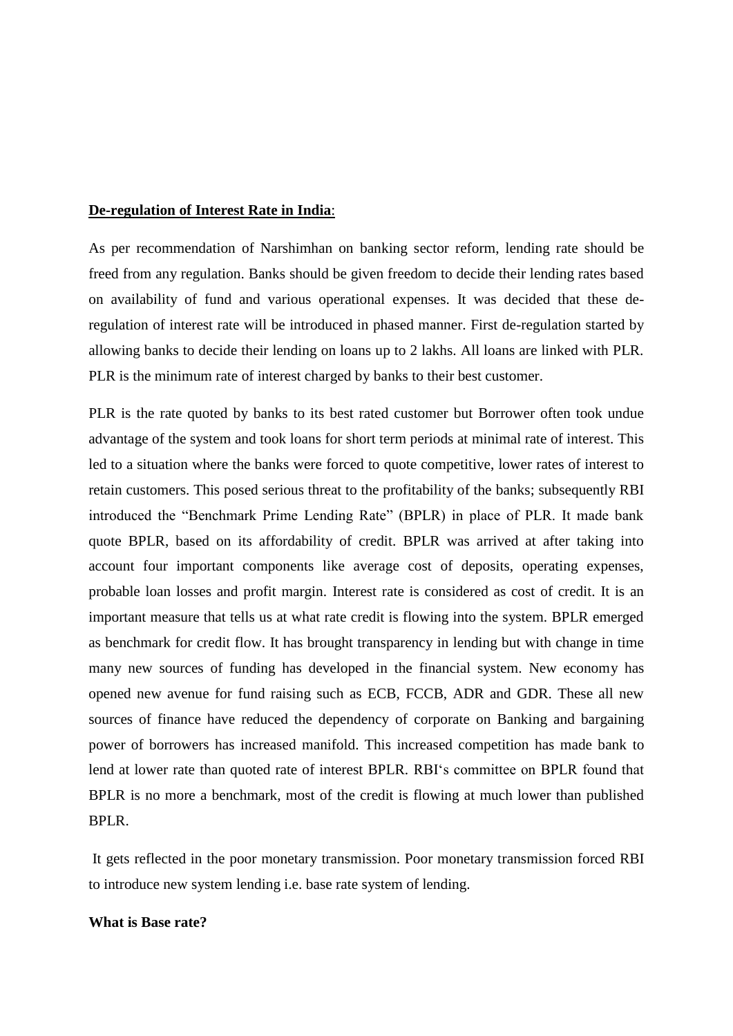**<u>De-regulation of Interest Rate in India</u>**:

As per recommendation of Narshimhan on banking sector reform, lending rate should be freed from any regulation. Banks should be given freedom to decide their lending rates based on availability of fund and various operational expenses. It was decided that these de-regulation of interest rate will be introduced in phased manner. First de-regulation started by allowing banks to decide their lending on loans up to 2 lakhs. All loans are linked with PLR. PLR is the minimum rate of interest charged by banks to their best customer.

PLR is the rate quoted by banks to its best rated customer but Borrower often took undue advantage of the system and took loans for short term periods at minimal rate of interest. This led to a situation where the banks were forced to quote competitive, lower rates of interest to retain customers. This posed serious threat to the profitability of the banks; subsequently RBI introduced the "Benchmark Prime Lending Rate" (BPLR) in place of PLR. It made bank quote BPLR, based on its affordability of credit. BPLR was arrived at after taking into account four important components like average cost of deposits, operating expenses, probable loan losses and profit margin. Interest rate is considered as cost of credit. It is an important measure that tells us at what rate credit is flowing into the system. BPLR emerged as benchmark for credit flow. It has brought transparency in lending but with change in time many new sources of funding has developed in the financial system. New economy has opened new avenue for fund raising such as ECB, FCCB, ADR and GDR. These all new sources of finance have reduced the dependency of corporate on Banking and bargaining power of borrowers has increased manifold. This increased competition has made bank to lend at lower rate than quoted rate of interest BPLR. RBI's committee on BPLR found that BPLR is no more a benchmark, most of the credit is flowing at much lower than published BPLR.

It gets reflected in the poor monetary transmission. Poor monetary transmission forced RBI to introduce new system lending i.e. base rate system of lending.

**What is Base rate?**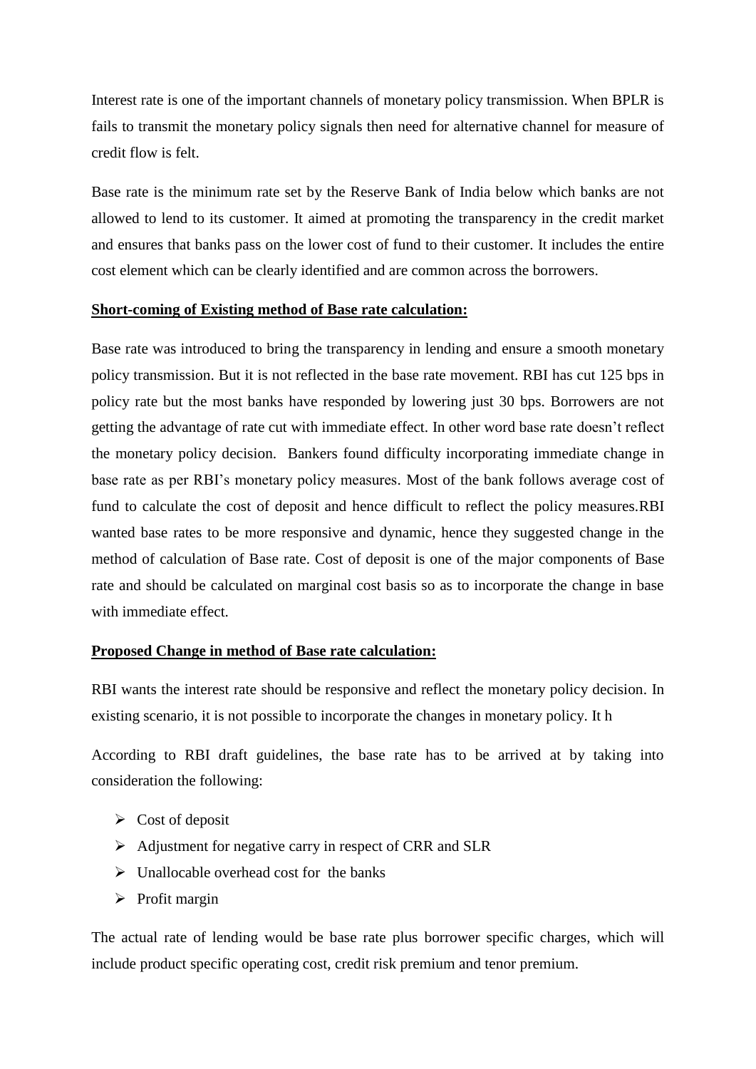Interest rate is one of the important channels of monetary policy transmission. When BPLR is fails to transmit the monetary policy signals then need for alternative channel for measure of credit flow is felt.

Base rate is the minimum rate set by the Reserve Bank of India below which banks are not allowed to lend to its customer. It aimed at promoting the transparency in the credit market and ensures that banks pass on the lower cost of fund to their customer. It includes the entire cost element which can be clearly identified and are common across the borrowers.

**<u>Short-coming of Existing method of Base rate calculation:</u>**

Base rate was introduced to bring the transparency in lending and ensure a smooth monetary policy transmission. But it is not reflected in the base rate movement. RBI has cut 125 bps in policy rate but the most banks have responded by lowering just 30 bps. Borrowers are not getting the advantage of rate cut with immediate effect. In other word base rate doesn't reflect the monetary policy decision. Bankers found difficulty incorporating immediate change in base rate as per RBI's monetary policy measures. Most of the bank follows average cost of fund to calculate the cost of deposit and hence difficult to reflect the policy measures.RBI wanted base rates to be more responsive and dynamic, hence they suggested change in the method of calculation of Base rate. Cost of deposit is one of the major components of Base rate and should be calculated on marginal cost basis so as to incorporate the change in base with immediate effect.

**<u>Proposed Change in method of Base rate calculation:</u>**

RBI wants the interest rate should be responsive and reflect the monetary policy decision. In existing scenario, it is not possible to incorporate the changes in monetary policy. It h

According to RBI draft guidelines, the base rate has to be arrived at by taking into consideration the following:

- Cost of deposit
- Adjustment for negative carry in respect of CRR and SLR
- Unallocable overhead cost for the banks
- Profit margin

The actual rate of lending would be base rate plus borrower specific charges, which will include product specific operating cost, credit risk premium and tenor premium.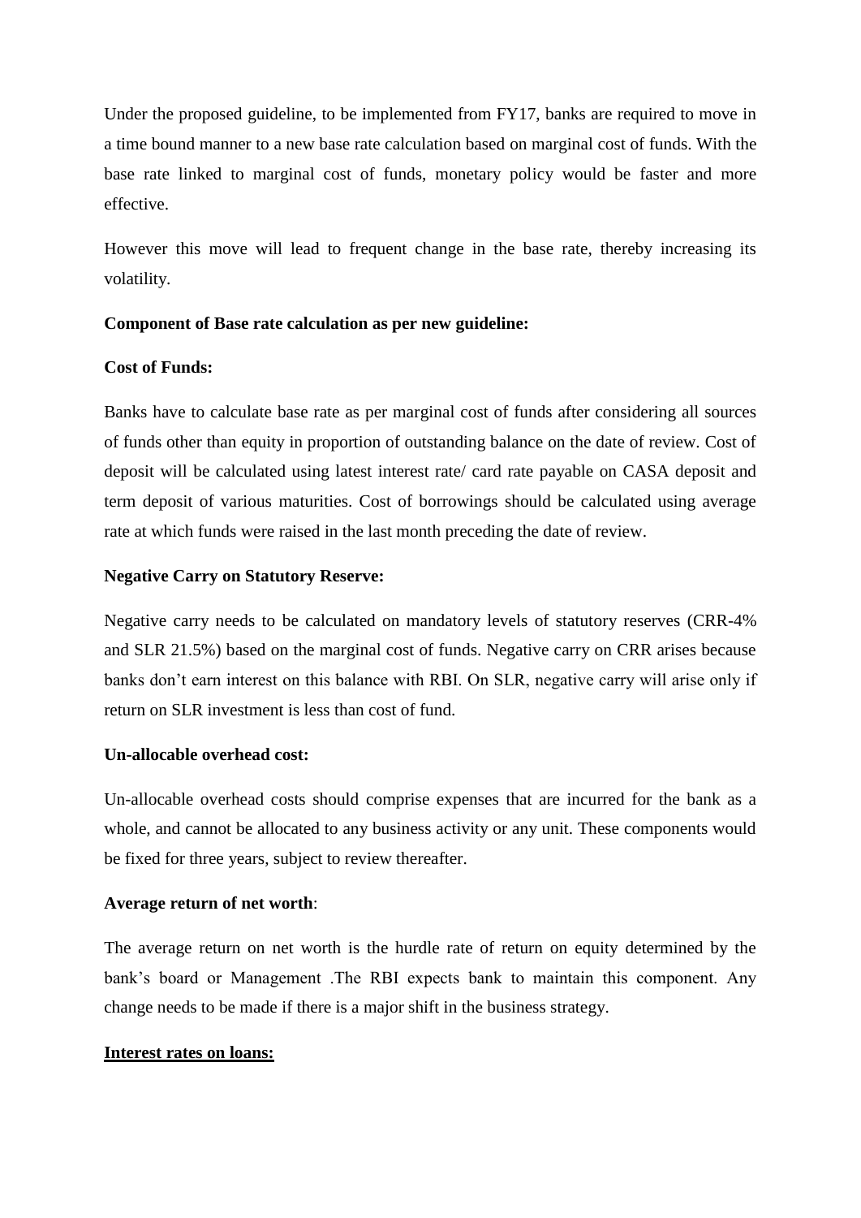Under the proposed guideline, to be implemented from FY17, banks are required to move in a time bound manner to a new base rate calculation based on marginal cost of funds. With the base rate linked to marginal cost of funds, monetary policy would be faster and more effective.

However this move will lead to frequent change in the base rate, thereby increasing its volatility.

**Component of Base rate calculation as per new guideline:**

**Cost of Funds:**

Banks have to calculate base rate as per marginal cost of funds after considering all sources of funds other than equity in proportion of outstanding balance on the date of review. Cost of deposit will be calculated using latest interest rate/ card rate payable on CASA deposit and term deposit of various maturities. Cost of borrowings should be calculated using average rate at which funds were raised in the last month preceding the date of review.

**Negative Carry on Statutory Reserve:**

Negative carry needs to be calculated on mandatory levels of statutory reserves (CRR-4% and SLR 21.5%) based on the marginal cost of funds. Negative carry on CRR arises because banks don't earn interest on this balance with RBI. On SLR, negative carry will arise only if return on SLR investment is less than cost of fund.

**Un-allocable overhead cost:**

Un-allocable overhead costs should comprise expenses that are incurred for the bank as a whole, and cannot be allocated to any business activity or any unit. These components would be fixed for three years, subject to review thereafter.

**Average return of net worth**:

The average return on net worth is the hurdle rate of return on equity determined by the bank's board or Management .The RBI expects bank to maintain this component. Any change needs to be made if there is a major shift in the business strategy.

**Interest rates on loans:**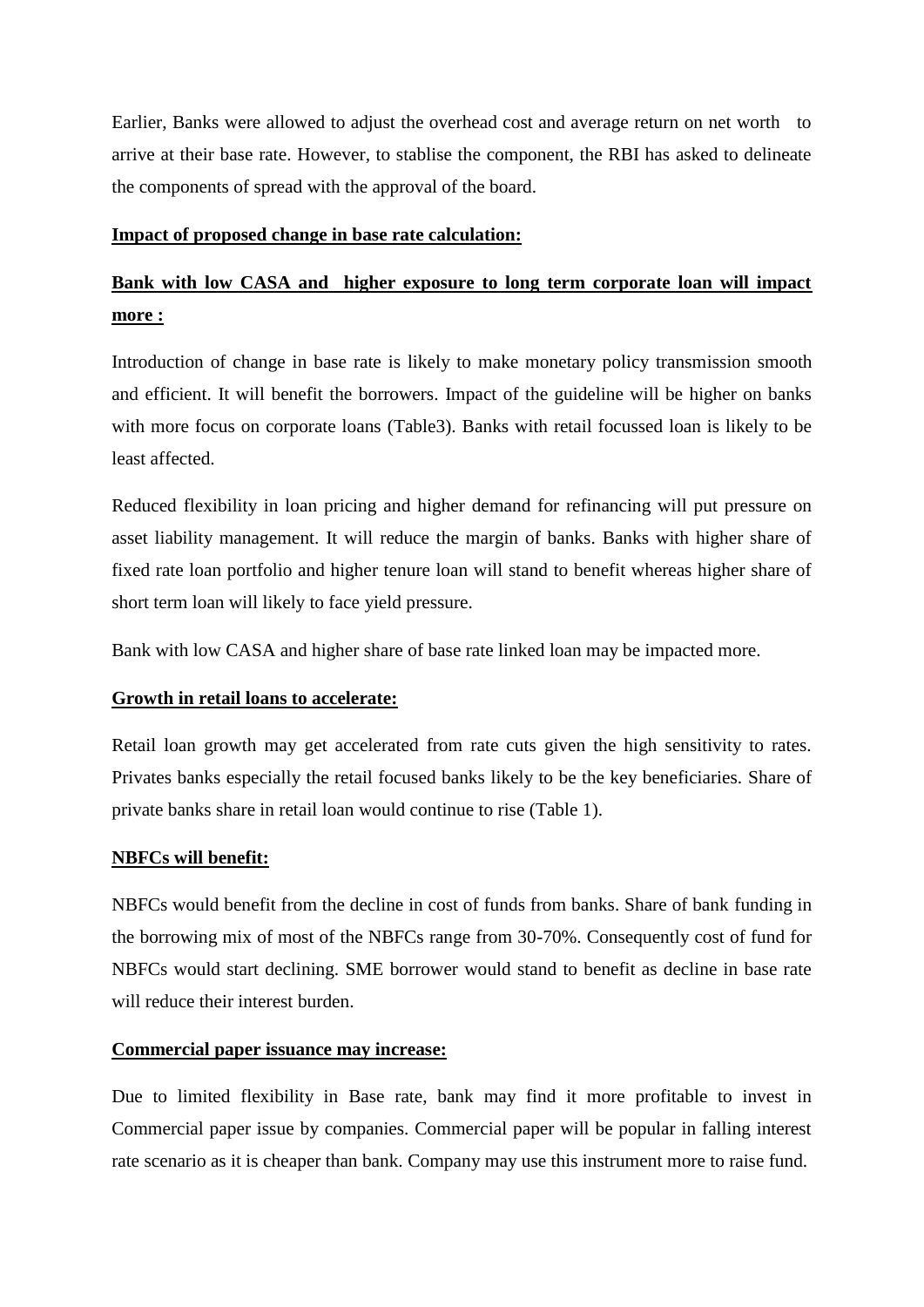Earlier, Banks were allowed to adjust the overhead cost and average return on net worth to arrive at their base rate. However, to stablise the component, the RBI has asked to delineate the components of spread with the approval of the board.

**Impact of proposed change in base rate calculation:**

## **Bank with low CASA and higher exposure to long term corporate loan will impact more :**

Introduction of change in base rate is likely to make monetary policy transmission smooth and efficient. It will benefit the borrowers. Impact of the guideline will be higher on banks with more focus on corporate loans (Table3). Banks with retail focussed loan is likely to be least affected.

Reduced flexibility in loan pricing and higher demand for refinancing will put pressure on asset liability management. It will reduce the margin of banks. Banks with higher share of fixed rate loan portfolio and higher tenure loan will stand to benefit whereas higher share of short term loan will likely to face yield pressure.

Bank with low CASA and higher share of base rate linked loan may be impacted more.

**Growth in retail loans to accelerate:**

Retail loan growth may get accelerated from rate cuts given the high sensitivity to rates. Privates banks especially the retail focused banks likely to be the key beneficiaries. Share of private banks share in retail loan would continue to rise (Table 1).

**NBFCs will benefit:**

NBFCs would benefit from the decline in cost of funds from banks. Share of bank funding in the borrowing mix of most of the NBFCs range from 30-70%. Consequently cost of fund for NBFCs would start declining. SME borrower would stand to benefit as decline in base rate will reduce their interest burden.

**Commercial paper issuance may increase:**

Due to limited flexibility in Base rate, bank may find it more profitable to invest in Commercial paper issue by companies. Commercial paper will be popular in falling interest rate scenario as it is cheaper than bank. Company may use this instrument more to raise fund.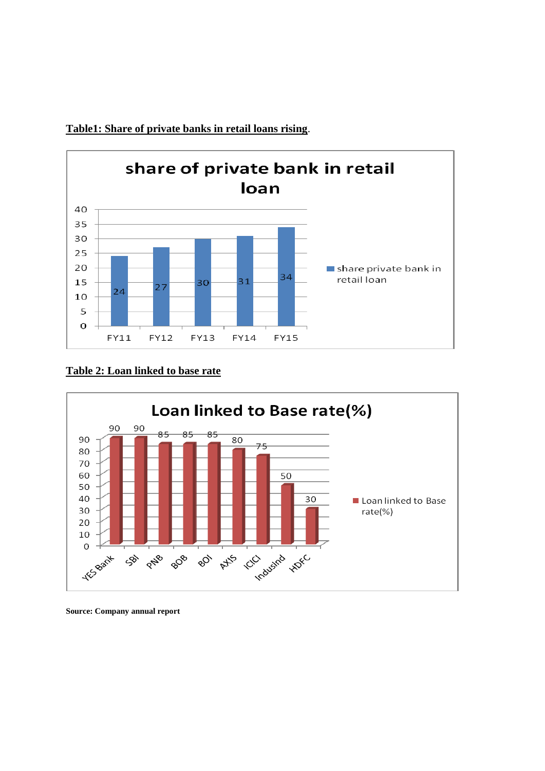**Table1: Share of private banks in retail loans rising**.

| | share private bank in retail loan |
|---|---|
| FY11 | 24 |
| FY12 | 27 |
| FY13 | 30 |
| FY14 | 31 |
| FY15 | 34 |

**Table 2: Loan linked to base rate**

| | Loan linked to Base rate(%) |
|---|---|
| YES Bank | 90 |
| SBI | 90 |
| PNB | 85 |
| BOB | 85 |
| BOI | 85 |
| AXIS | 80 |
| ICICI | 75 |
| IndusInd | 50 |
| HDFC | 30 |

**Source: Company annual report**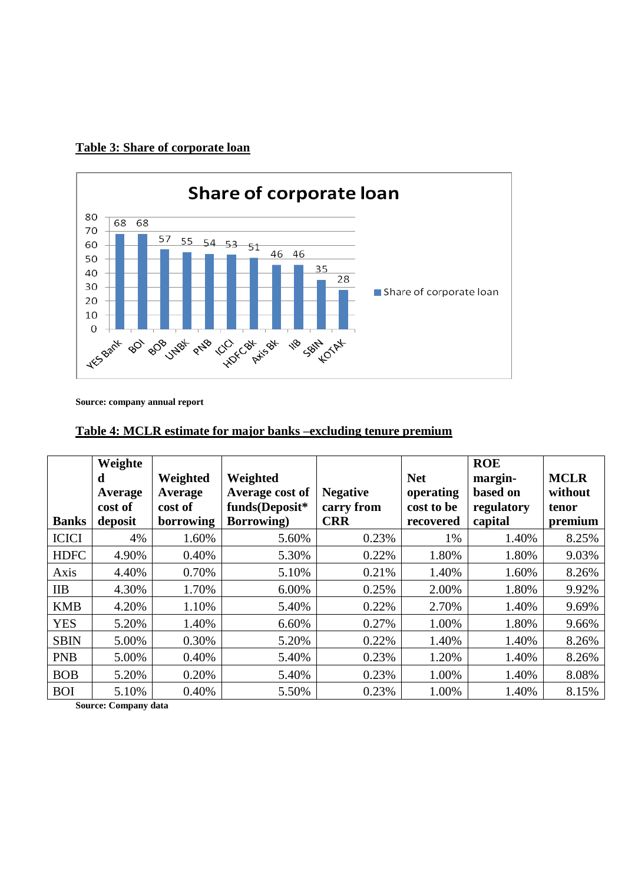**Table 3: Share of corporate loan**

Share of corporate loan

| Bank | Share of corporate loan |
|---|---|
| YES Bank | 68 |
| BOI | 68 |
| BOB | 57 |
| UNBK | 55 |
| PNB | 54 |
| ICICI | 53 |
| HDFCBk | 51 |
| Axis Bk | 46 |
| IIB | 46 |
| SBIN | 35 |
| KOTAK | 28 |

**Source: company annual report**

**Table 4: MCLR estimate for major banks –excluding tenure premium**

| Banks | Weighted Average cost of deposit | Weighted Average cost of borrowing | Weighted Average cost of funds(Deposit* Borrowing) | Negative carry from CRR | Net operating cost to be recovered | ROE margin-based on regulatory capital | MCLR without tenor premium |
|---|---|---|---|---|---|---|---|
| ICICI | 4% | 1.60% | 5.60% | 0.23% | 1% | 1.40% | 8.25% |
| HDFC | 4.90% | 0.40% | 5.30% | 0.22% | 1.80% | 1.80% | 9.03% |
| Axis | 4.40% | 0.70% | 5.10% | 0.21% | 1.40% | 1.60% | 8.26% |
| IIB | 4.30% | 1.70% | 6.00% | 0.25% | 2.00% | 1.80% | 9.92% |
| KMB | 4.20% | 1.10% | 5.40% | 0.22% | 2.70% | 1.40% | 9.69% |
| YES | 5.20% | 1.40% | 6.60% | 0.27% | 1.00% | 1.80% | 9.66% |
| SBIN | 5.00% | 0.30% | 5.20% | 0.22% | 1.40% | 1.40% | 8.26% |
| PNB | 5.00% | 0.40% | 5.40% | 0.23% | 1.20% | 1.40% | 8.26% |
| BOB | 5.20% | 0.20% | 5.40% | 0.23% | 1.00% | 1.40% | 8.08% |
| BOI | 5.10% | 0.40% | 5.50% | 0.23% | 1.00% | 1.40% | 8.15% |

**Source: Company data**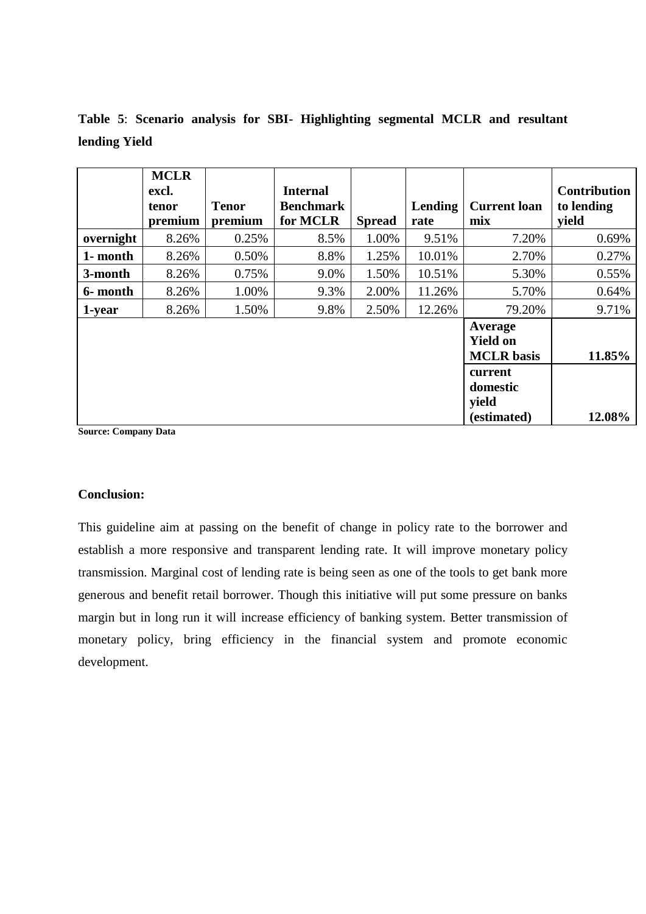**Table 5**: **Scenario analysis for SBI- Highlighting segmental MCLR and resultant lending Yield**

| | MCLR excl. tenor premium | Tenor premium | Internal Benchmark for MCLR | Spread | Lending rate | Current loan mix | Contribution to lending yield |
|---|---|---|---|---|---|---|---|
| **overnight** | 8.26% | 0.25% | 8.5% | 1.00% | 9.51% | 7.20% | 0.69% |
| **1- month** | 8.26% | 0.50% | 8.8% | 1.25% | 10.01% | 2.70% | 0.27% |
| **3-month** | 8.26% | 0.75% | 9.0% | 1.50% | 10.51% | 5.30% | 0.55% |
| **6- month** | 8.26% | 1.00% | 9.3% | 2.00% | 11.26% | 5.70% | 0.64% |
| **1-year** | 8.26% | 1.50% | 9.8% | 2.50% | 12.26% | 79.20% | 9.71% |
| | | | | | | **Average Yield on MCLR basis** | **11.85%** |
| | | | | | | **current domestic yield (estimated)** | **12.08%** |

**Source: Company Data**

**Conclusion:**

This guideline aim at passing on the benefit of change in policy rate to the borrower and establish a more responsive and transparent lending rate. It will improve monetary policy transmission. Marginal cost of lending rate is being seen as one of the tools to get bank more generous and benefit retail borrower. Though this initiative will put some pressure on banks margin but in long run it will increase efficiency of banking system. Better transmission of monetary policy, bring efficiency in the financial system and promote economic development.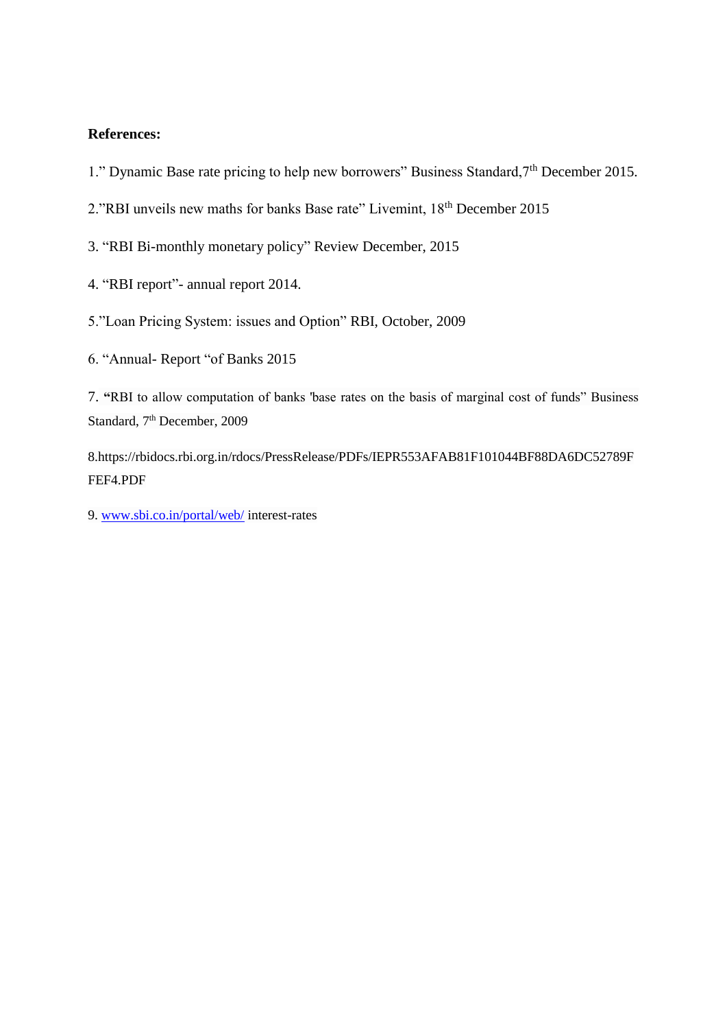**References:**

1." Dynamic Base rate pricing to help new borrowers" Business Standard,7th December 2015.

2."RBI unveils new maths for banks Base rate" Livemint, 18th December 2015

3. "RBI Bi-monthly monetary policy" Review December, 2015

4. "RBI report"- annual report 2014.

5."Loan Pricing System: issues and Option" RBI, October, 2009

6. "Annual- Report "of Banks 2015

7. **"**RBI to allow computation of banks 'base rates on the basis of marginal cost of funds" Business Standard, 7th December, 2009

8.https://rbidocs.rbi.org.in/rdocs/PressRelease/PDFs/IEPR553AFAB81F101044BF88DA6DC52789FFEF4.PDF

9. [www.sbi.co.in/portal/web/](www.sbi.co.in/portal/web/) interest-rates